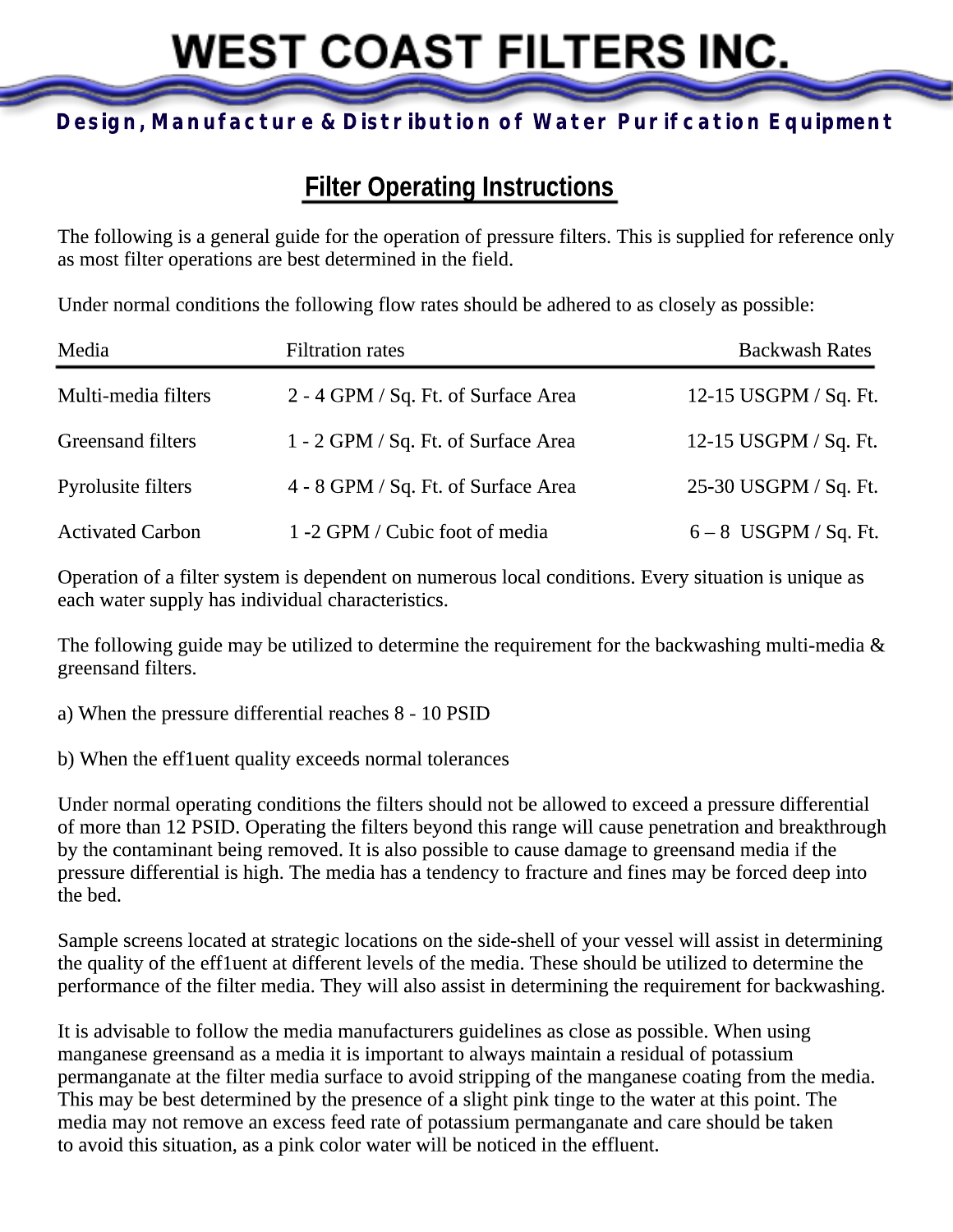# WEST COAST FILTERS INC.

**Design, Manufacture & Distribution of Water Purifcation Equipment**

## Filter Operating Instructions

The following is a general guide for the operation of pressure filters. This is supplied for reference only as most filter operations are best determined in the field.

Under normal conditions the following flow rates should be adhered to as closely as possible:

| Media | Filtration rates | Backwash Rates |
|---|---|---|
| Multi-media filters | 2 - 4 GPM / Sq. Ft. of Surface Area | 12-15 USGPM / Sq. Ft. |
| Greensand filters | 1 - 2 GPM / Sq. Ft. of Surface Area | 12-15 USGPM / Sq. Ft. |
| Pyrolusite filters | 4 - 8 GPM / Sq. Ft. of Surface Area | 25-30 USGPM / Sq. Ft. |
| Activated Carbon | 1 -2 GPM / Cubic foot of media | 6 – 8 USGPM / Sq. Ft. |

Operation of a filter system is dependent on numerous local conditions. Every situation is unique as each water supply has individual characteristics.

The following guide may be utilized to determine the requirement for the backwashing multi-media & greensand filters.

a) When the pressure differential reaches 8 - 10 PSID

b) When the eff1uent quality exceeds normal tolerances

Under normal operating conditions the filters should not be allowed to exceed a pressure differential of more than 12 PSID. Operating the filters beyond this range will cause penetration and breakthrough by the contaminant being removed. It is also possible to cause damage to greensand media if the pressure differential is high. The media has a tendency to fracture and fines may be forced deep into the bed.

Sample screens located at strategic locations on the side-shell of your vessel will assist in determining the quality of the eff1uent at different levels of the media. These should be utilized to determine the performance of the filter media. They will also assist in determining the requirement for backwashing.

It is advisable to follow the media manufacturers guidelines as close as possible. When using manganese greensand as a media it is important to always maintain a residual of potassium permanganate at the filter media surface to avoid stripping of the manganese coating from the media. This may be best determined by the presence of a slight pink tinge to the water at this point. The media may not remove an excess feed rate of potassium permanganate and care should be taken to avoid this situation, as a pink color water will be noticed in the effluent.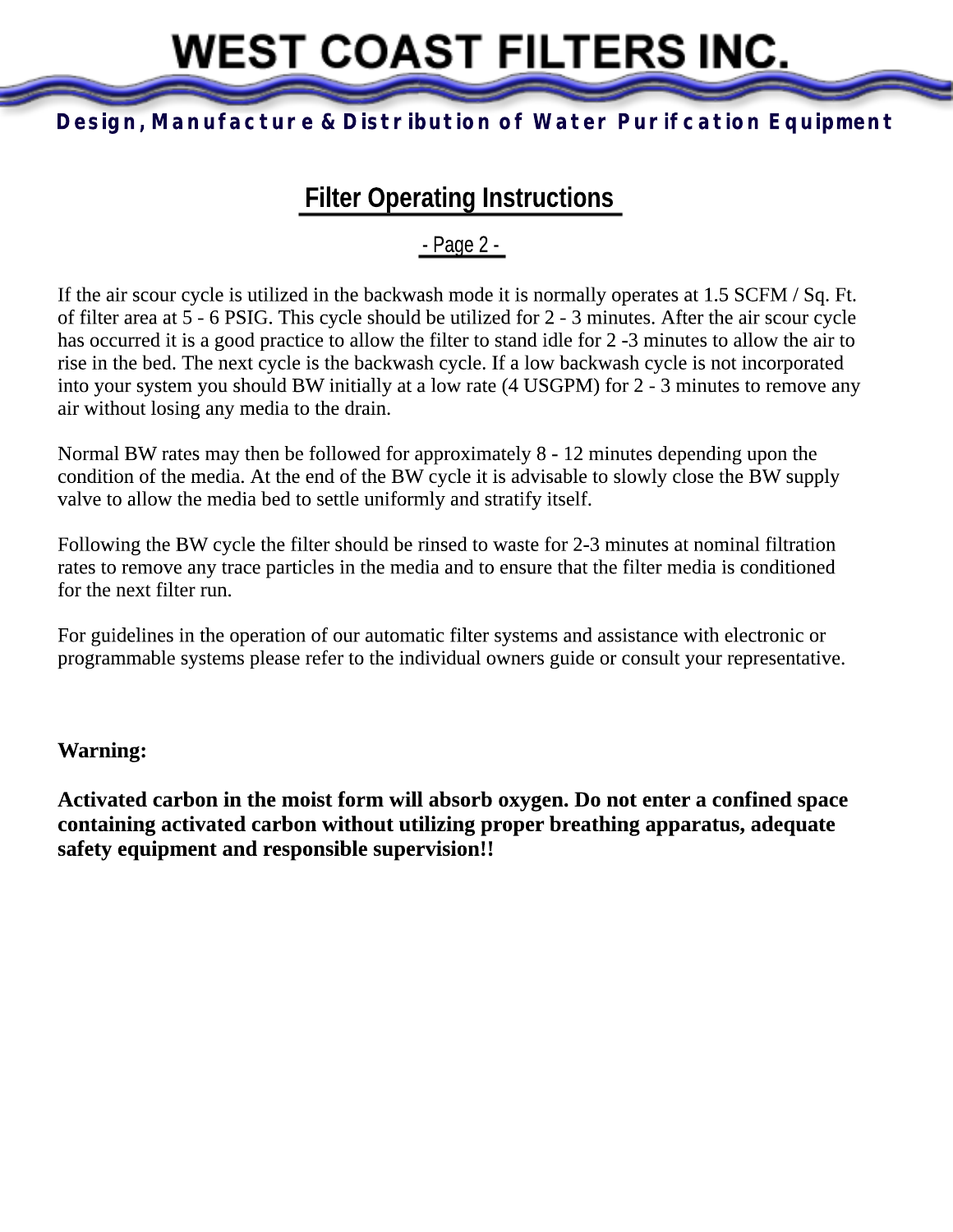# WEST COAST FILTERS INC.

**Design, Manufacture & Distribution of Water Purifcation Equipment**

## Filter Operating Instructions

- Page 2 -

If the air scour cycle is utilized in the backwash mode it is normally operates at 1.5 SCFM / Sq. Ft. of filter area at 5 - 6 PSIG. This cycle should be utilized for 2 - 3 minutes. After the air scour cycle has occurred it is a good practice to allow the filter to stand idle for 2 -3 minutes to allow the air to rise in the bed. The next cycle is the backwash cycle. If a low backwash cycle is not incorporated into your system you should BW initially at a low rate (4 USGPM) for 2 - 3 minutes to remove any air without losing any media to the drain.

Normal BW rates may then be followed for approximately 8 - 12 minutes depending upon the condition of the media. At the end of the BW cycle it is advisable to slowly close the BW supply valve to allow the media bed to settle uniformly and stratify itself.

Following the BW cycle the filter should be rinsed to waste for 2-3 minutes at nominal filtration rates to remove any trace particles in the media and to ensure that the filter media is conditioned for the next filter run.

For guidelines in the operation of our automatic filter systems and assistance with electronic or programmable systems please refer to the individual owners guide or consult your representative.

**Warning:**

**Activated carbon in the moist form will absorb oxygen. Do not enter a confined space containing activated carbon without utilizing proper breathing apparatus, adequate safety equipment and responsible supervision!!**